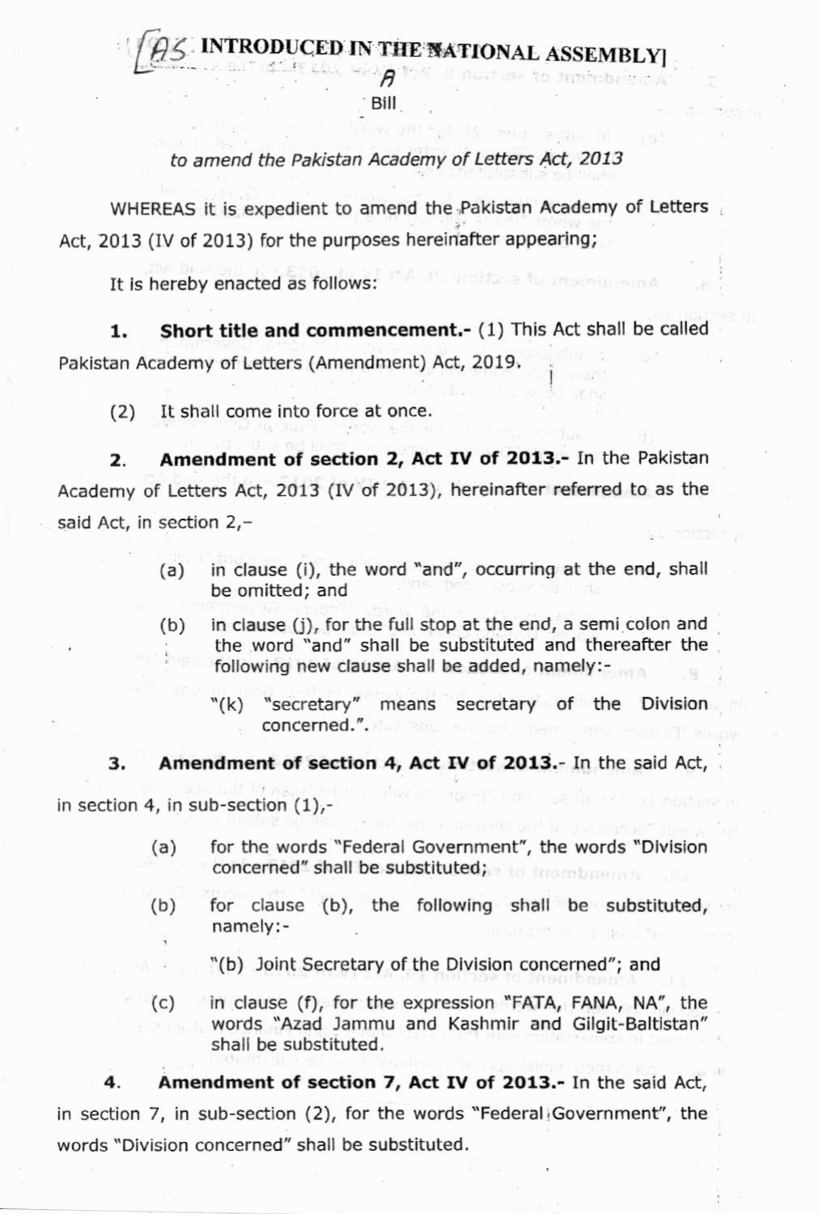[AS INTRODUCED IN THE NATIONAL ASSEMBLY]

A

Bill

*to amend the Pakistan Academy of Letters Act, 2013*

WHEREAS it is expedient to amend the Pakistan Academy of Letters Act, 2013 (IV of 2013) for the purposes hereinafter appearing;

It is hereby enacted as follows:

**1. Short title and commencement.-** (1) This Act shall be called Pakistan Academy of Letters (Amendment) Act, 2019.

(2) It shall come into force at once.

**2. Amendment of section 2, Act IV of 2013.-** In the Pakistan Academy of Letters Act, 2013 (IV of 2013), hereinafter referred to as the said Act, in section 2,-

(a) in clause (i), the word "and", occurring at the end, shall be omitted; and

(b) in clause (j), for the full stop at the end, a semi colon and the word "and" shall be substituted and thereafter the following new clause shall be added, namely:-

"(k) "secretary" means secretary of the Division concerned.".

**3. Amendment of section 4, Act IV of 2013.-** In the said Act, in section 4, in sub-section (1),-

(a) for the words "Federal Government", the words "Division concerned" shall be substituted;

(b) for clause (b), the following shall be substituted, namely:-

"(b) Joint Secretary of the Division concerned"; and

(c) in clause (f), for the expression "FATA, FANA, NA", the words "Azad Jammu and Kashmir and Gilgit-Baltistan" shall be substituted.

**4. Amendment of section 7, Act IV of 2013.-** In the said Act, in section 7, in sub-section (2), for the words "Federal Government", the words "Division concerned" shall be substituted.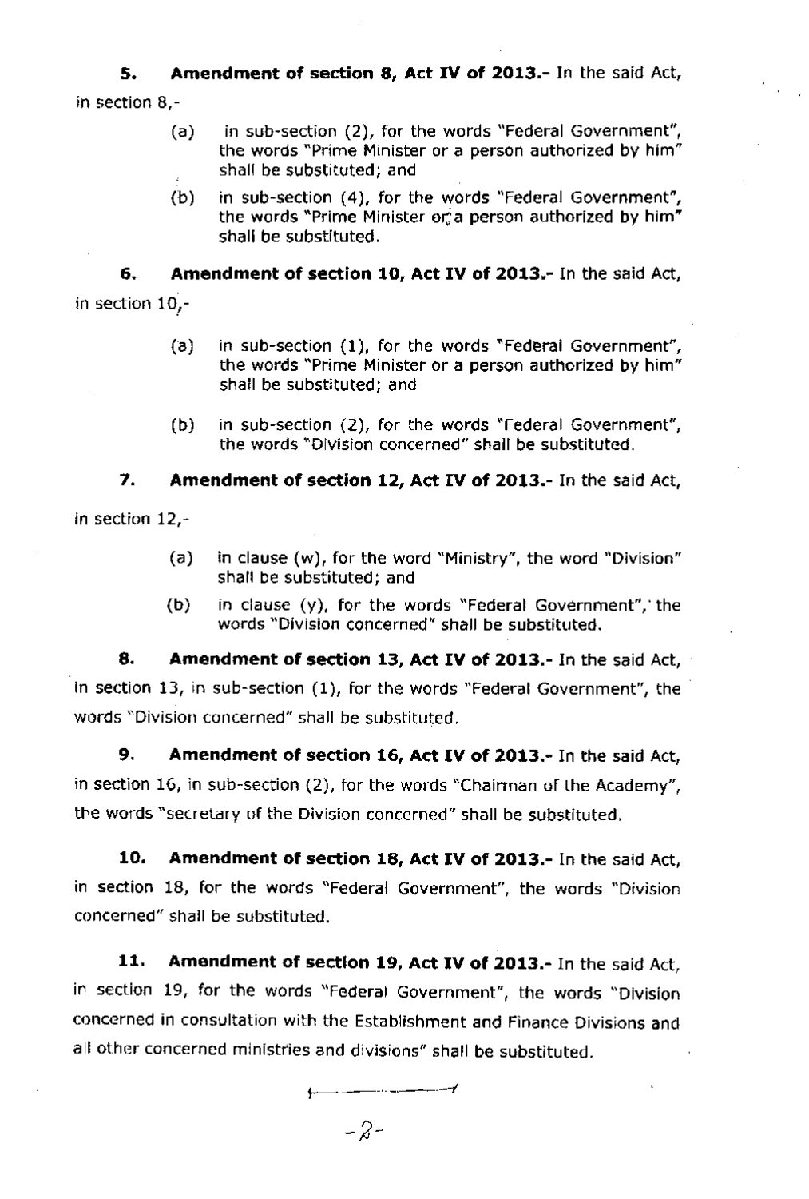**5. Amendment of section 8, Act IV of 2013.-** In the said Act, in section 8,-

(a) in sub-section (2), for the words "Federal Government", the words "Prime Minister or a person authorized by him" shall be substituted; and

(b) in sub-section (4), for the words "Federal Government", the words "Prime Minister or a person authorized by him" shall be substituted.

**6. Amendment of section 10, Act IV of 2013.-** In the said Act, in section 10,-

(a) in sub-section (1), for the words "Federal Government", the words "Prime Minister or a person authorized by him" shall be substituted; and

(b) in sub-section (2), for the words "Federal Government", the words "Division concerned" shall be substituted.

**7. Amendment of section 12, Act IV of 2013.-** In the said Act, in section 12,-

(a) in clause (w), for the word "Ministry", the word "Division" shall be substituted; and

(b) in clause (y), for the words "Federal Government", the words "Division concerned" shall be substituted.

**8. Amendment of section 13, Act IV of 2013.-** In the said Act, in section 13, in sub-section (1), for the words "Federal Government", the words "Division concerned" shall be substituted.

**9. Amendment of section 16, Act IV of 2013.-** In the said Act, in section 16, in sub-section (2), for the words "Chairman of the Academy", the words "secretary of the Division concerned" shall be substituted.

**10. Amendment of section 18, Act IV of 2013.-** In the said Act, in section 18, for the words "Federal Government", the words "Division concerned" shall be substituted.

**11. Amendment of section 19, Act IV of 2013.-** In the said Act, in section 19, for the words "Federal Government", the words "Division concerned in consultation with the Establishment and Finance Divisions and all other concerned ministries and divisions" shall be substituted.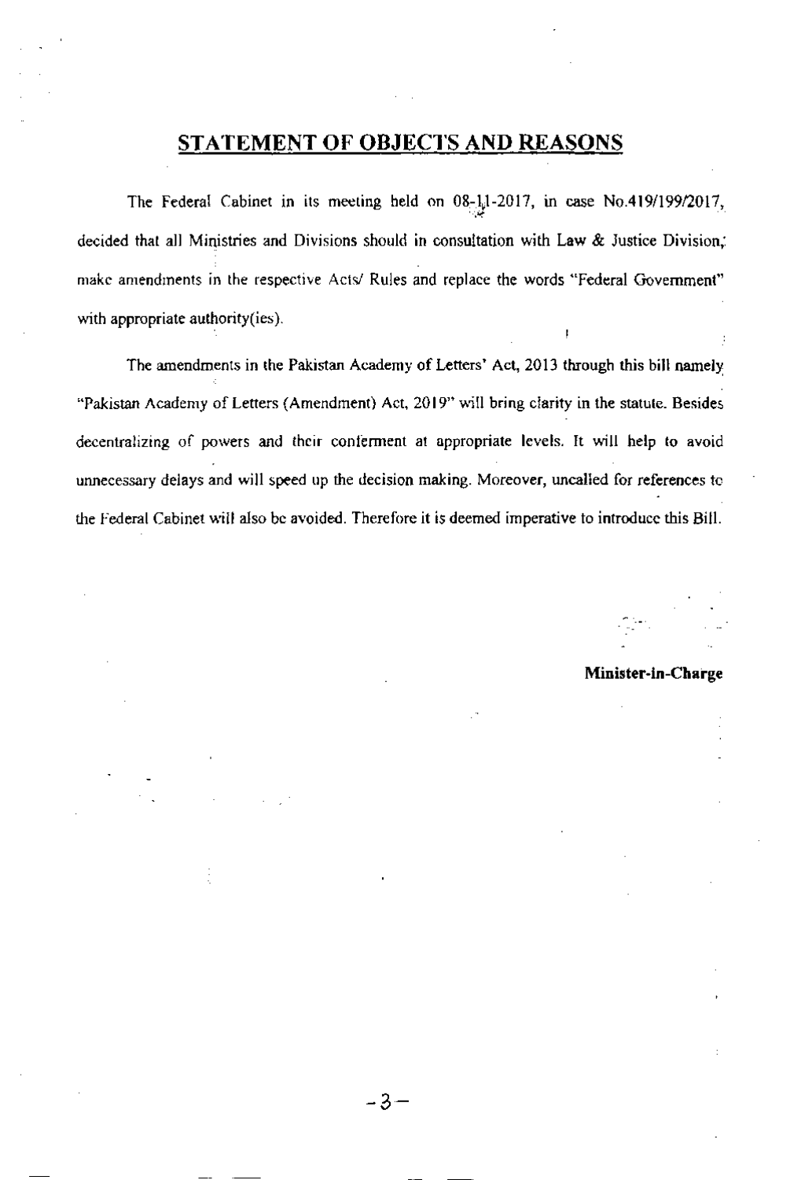## STATEMENT OF OBJECTS AND REASONS

The Federal Cabinet in its meeting held on 08-11-2017, in case No.419/199/2017, decided that all Ministries and Divisions should in consultation with Law & Justice Division, make amendments in the respective Acts/ Rules and replace the words "Federal Government" with appropriate authority(ies).

The amendments in the Pakistan Academy of Letters' Act, 2013 through this bill namely "Pakistan Academy of Letters (Amendment) Act, 2019" will bring clarity in the statute. Besides decentralizing of powers and their conferment at appropriate levels. It will help to avoid unnecessary delays and will speed up the decision making. Moreover, uncalled for references to the Federal Cabinet will also be avoided. Therefore it is deemed imperative to introduce this Bill.

**Minister-in-Charge**